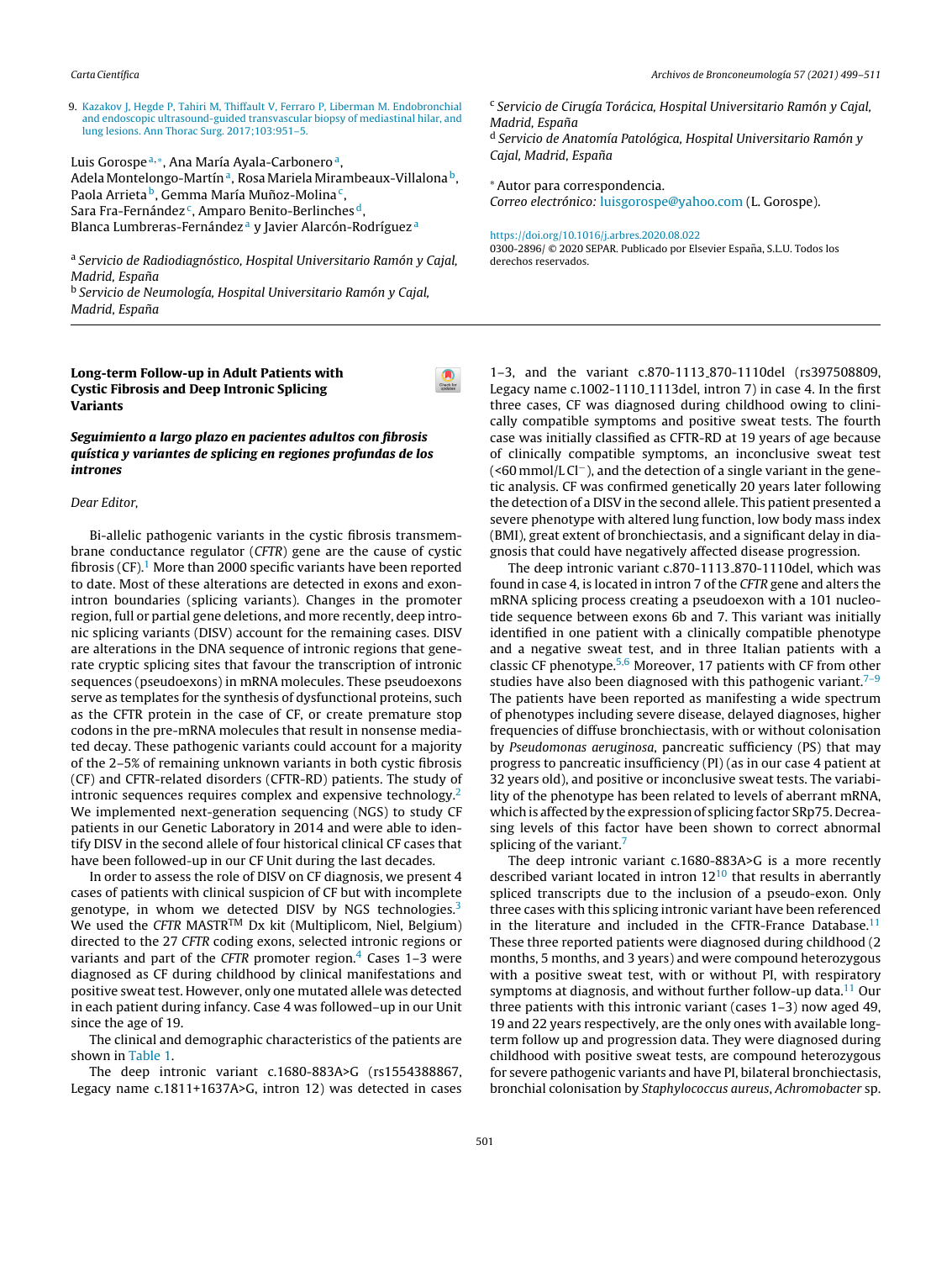9. Kazakov J, Hegde P, Tahiri M, Thiffault V, Ferraro P, Liberman M. Endobronchial and endoscopic ultrasound-guided transvascular biopsy of mediastinal hilar, and lung lesions. Ann Thorac Surg. 2017;103:951–5.

Luis Gorospe[a,*], Ana María Ayala-Carbonero[a], Adela Montelongo-Martín[a], Rosa Mariela Mirambeaux-Villalona[b], Paola Arrieta[b], Gemma María Muñoz-Molina[c], Sara Fra-Fernández[c], Amparo Benito-Berlinches[d], Blanca Lumbreras-Fernández[a] y Javier Alarcón-Rodríguez[a]

[a] *Servicio de Radiodiagnóstico, Hospital Universitario Ramón y Cajal, Madrid, España*
[b] *Servicio de Neumología, Hospital Universitario Ramón y Cajal, Madrid, España*
[c] *Servicio de Cirugía Torácica, Hospital Universitario Ramón y Cajal, Madrid, España*
[d] *Servicio de Anatomía Patológica, Hospital Universitario Ramón y Cajal, Madrid, España*

* Autor para correspondencia.
*Correo electrónico:* luisgorospe@yahoo.com (L. Gorospe).

https://doi.org/10.1016/j.arbres.2020.08.022
0300-2896/ © 2020 SEPAR. Publicado por Elsevier España, S.L.U. Todos los derechos reservados.

## Long-term Follow-up in Adult Patients with Cystic Fibrosis and Deep Intronic Splicing Variants

### *Seguimiento a largo plazo en pacientes adultos con fibrosis quística y variantes de splicing en regiones profundas de los intrones*

*Dear Editor,*

Bi-allelic pathogenic variants in the cystic fibrosis transmembrane conductance regulator (*CFTR*) gene are the cause of cystic fibrosis (CF).[1] More than 2000 specific variants have been reported to date. Most of these alterations are detected in exons and exon-intron boundaries (splicing variants). Changes in the promoter region, full or partial gene deletions, and more recently, deep intronic splicing variants (DISV) account for the remaining cases. DISV are alterations in the DNA sequence of intronic regions that generate cryptic splicing sites that favour the transcription of intronic sequences (pseudoexons) in mRNA molecules. These pseudoexons serve as templates for the synthesis of dysfunctional proteins, such as the CFTR protein in the case of CF, or create premature stop codons in the pre-mRNA molecules that result in nonsense mediated decay. These pathogenic variants could account for a majority of the 2–5% of remaining unknown variants in both cystic fibrosis (CF) and CFTR-related disorders (CFTR-RD) patients. The study of intronic sequences requires complex and expensive technology.[2] We implemented next-generation sequencing (NGS) to study CF patients in our Genetic Laboratory in 2014 and were able to identify DISV in the second allele of four historical clinical CF cases that have been followed-up in our CF Unit during the last decades.

In order to assess the role of DISV on CF diagnosis, we present 4 cases of patients with clinical suspicion of CF but with incomplete genotype, in whom we detected DISV by NGS technologies.[3] We used the *CFTR* MASTR™ Dx kit (Multiplicom, Niel, Belgium) directed to the 27 *CFTR* coding exons, selected intronic regions or variants and part of the *CFTR* promoter region.[4] Cases 1–3 were diagnosed as CF during childhood by clinical manifestations and positive sweat test. However, only one mutated allele was detected in each patient during infancy. Case 4 was followed–up in our Unit since the age of 19.

The clinical and demographic characteristics of the patients are shown in Table 1.

The deep intronic variant c.1680-883A>G (rs1554388867, Legacy name c.1811+1637A>G, intron 12) was detected in cases 1–3, and the variant c.870-1113_870-1110del (rs397508809, Legacy name c.1002-1110_1113del, intron 7) in case 4. In the first three cases, CF was diagnosed during childhood owing to clinically compatible symptoms and positive sweat tests. The fourth case was initially classified as CFTR-RD at 19 years of age because of clinically compatible symptoms, an inconclusive sweat test (<60 mmol/L $Cl^-$), and the detection of a single variant in the genetic analysis. CF was confirmed genetically 20 years later following the detection of a DISV in the second allele. This patient presented a severe phenotype with altered lung function, low body mass index (BMI), great extent of bronchiectasis, and a significant delay in diagnosis that could have negatively affected disease progression.

The deep intronic variant c.870-1113_870-1110del, which was found in case 4, is located in intron 7 of the *CFTR* gene and alters the mRNA splicing process creating a pseudoexon with a 101 nucleotide sequence between exons 6b and 7. This variant was initially identified in one patient with a clinically compatible phenotype and a negative sweat test, and in three Italian patients with a classic CF phenotype.[5,6] Moreover, 17 patients with CF from other studies have also been diagnosed with this pathogenic variant.[7–9] The patients have been reported as manifesting a wide spectrum of phenotypes including severe disease, delayed diagnoses, higher frequencies of diffuse bronchiectasis, with or without colonisation by *Pseudomonas aeruginosa*, pancreatic sufficiency (PS) that may progress to pancreatic insufficiency (PI) (as in our case 4 patient at 32 years old), and positive or inconclusive sweat tests. The variability of the phenotype has been related to levels of aberrant mRNA, which is affected by the expression of splicing factor SRp75. Decreasing levels of this factor have been shown to correct abnormal splicing of the variant.[7]

The deep intronic variant c.1680-883A>G is a more recently described variant located in intron 12[10] that results in aberrantly spliced transcripts due to the inclusion of a pseudo-exon. Only three cases with this splicing intronic variant have been referenced in the literature and included in the CFTR-France Database.[11] These three reported patients were diagnosed during childhood (2 months, 5 months, and 3 years) and were compound heterozygous with a positive sweat test, with or without PI, with respiratory symptoms at diagnosis, and without further follow-up data.[11] Our three patients with this intronic variant (cases 1–3) now aged 49, 19 and 22 years respectively, are the only ones with available long-term follow up and progression data. They were diagnosed during childhood with positive sweat tests, are compound heterozygous for severe pathogenic variants and have PI, bilateral bronchiectasis, bronchial colonisation by *Staphylococcus aureus*, *Achromobacter* sp.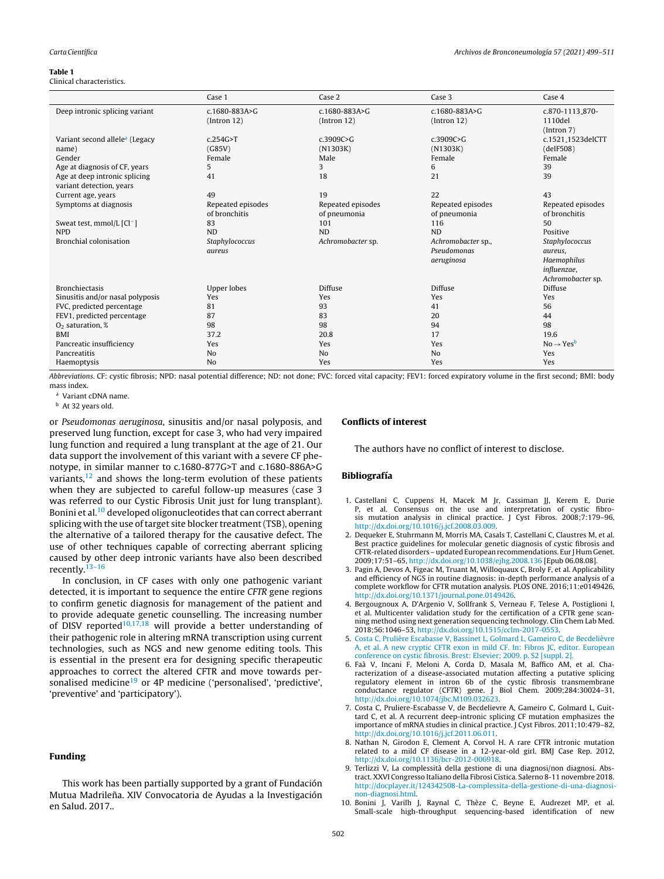**Table 1**
Clinical characteristics.

| | Case 1 | Case 2 | Case 3 | Case 4 |
|---|---|---|---|---|
| Deep intronic splicing variant | c.1680-883A>G (Intron 12) | c.1680-883A>G (Intron 12) | c.1680-883A>G (Intron 12) | c.870-1113_870-1110del (Intron 7) |
| Variant second allele[a] (Legacy name) | c.254G>T (G85V) | c.3909C>G (N1303K) | c.3909C>G (N1303K) | c.1521_1523delCTT (delF508) |
| Gender | Female | Male | Female | Female |
| Age at diagnosis of CF, years | 5 | 3 | 6 | 39 |
| Age at deep intronic splicing variant detection, years | 41 | 18 | 21 | 39 |
| Current age, years | 49 | 19 | 22 | 43 |
| Symptoms at diagnosis | Repeated episodes of bronchitis | Repeated episodes of pneumonia | Repeated episodes of pneumonia | Repeated episodes of bronchitis |
| Sweat test, mmol/L [$Cl^-$] | 83 | 101 | 116 | 50 |
| NPD | ND | ND | ND | Positive |
| Bronchial colonisation | *Staphylococcus aureus* | *Achromobacter* sp. | *Achromobacter* sp., *Pseudomonas aeruginosa* | *Staphylococcus aureus*, *Haemophilus influenzae*, *Achromobacter* sp. |
| Bronchiectasis | Upper lobes | Diffuse | Diffuse | Diffuse |
| Sinusitis and/or nasal polyposis | Yes | Yes | Yes | Yes |
| FVC, predicted percentage | 81 | 93 | 41 | 56 |
| FEV1, predicted percentage | 87 | 83 | 20 | 44 |
| $O_2$ saturation, % | 98 | 98 | 94 | 98 |
| BMI | 37.2 | 20.8 | 17 | 19.6 |
| Pancreatic insufficiency | Yes | Yes | Yes | No → Yes[b] |
| Pancreatitis | No | No | No | Yes |
| Haemoptysis | No | Yes | Yes | Yes |

*Abbreviations*. CF: cystic fibrosis; NPD: nasal potential difference; ND: not done; FVC: forced vital capacity; FEV1: forced expiratory volume in the first second; BMI: body mass index.

[a] Variant cDNA name.

[b] At 32 years old.

or *Pseudomonas aeruginosa*, sinusitis and/or nasal polyposis, and preserved lung function, except for case 3, who had very impaired lung function and required a lung transplant at the age of 21. Our data support the involvement of this variant with a severe CF phenotype, in similar manner to c.1680-877G>T and c.1680-886A>G variants,[12] and shows the long-term evolution of these patients when they are subjected to careful follow-up measures (case 3 was referred to our Cystic Fibrosis Unit just for lung transplant). Bonini et al.[10] developed oligonucleotides that can correct aberrant splicing with the use of target site blocker treatment (TSB), opening the alternative of a tailored therapy for the causative defect. The use of other techniques capable of correcting aberrant splicing caused by other deep intronic variants have also been described recently.[13–16]

In conclusion, in CF cases with only one pathogenic variant detected, it is important to sequence the entire *CFTR* gene regions to confirm genetic diagnosis for management of the patient and to provide adequate genetic counselling. The increasing number of DISV reported[10,17,18] will provide a better understanding of their pathogenic role in altering mRNA transcription using current technologies, such as NGS and new genome editing tools. This is essential in the present era for designing specific therapeutic approaches to correct the altered CFTR and move towards personalised medicine[19] or 4P medicine ('personalised', 'predictive', 'preventive' and 'participatory').

## Funding

This work has been partially supported by a grant of Fundación Mutua Madrileña. XIV Convocatoria de Ayudas a la Investigación en Salud. 2017..

## Conflicts of interest

The authors have no conflict of interest to disclose.

## Bibliografía

1. Castellani C, Cuppens H, Macek M Jr, Cassiman JJ, Kerem E, Durie P, et al. Consensus on the use and interpretation of cystic fibrosis mutation analysis in clinical practice. J Cyst Fibros. 2008;7:179–96, http://dx.doi.org/10.1016/j.jcf.2008.03.009.
2. Dequeker E, Stuhrmann M, Morris MA, Casals T, Castellani C, Claustres M, et al. Best practice guidelines for molecular genetic diagnosis of cystic fibrosis and CFTR-related disorders – updated European recommendations. Eur J Hum Genet. 2009;17:51–65, http://dx.doi.org/10.1038/ejhg.2008.136 [Epub 06.08.08].
3. Pagin A, Devos A, Figeac M, Truant M, Willoquaux C, Broly F, et al. Applicability and efficiency of NGS in routine diagnosis: in-depth performance analysis of a complete workflow for CFTR mutation analysis. PLOS ONE. 2016;11:e0149426, http://dx.doi.org/10.1371/journal.pone.0149426.
4. Bergougnoux A, D'Argenio V, Sollfrank S, Verneau F, Telese A, Postiglioni I, et al. Multicenter validation study for the certification of a CFTR gene scanning method using next generation sequencing technology. Clin Chem Lab Med. 2018;56:1046–53, http://dx.doi.org/10.1515/cclm-2017-0553.
5. Costa C, Prulière Escabasse V, Bassinet L, Golmard L, Gameiro C, de Becdelièvre A, et al. A new cryptic CFTR exon in mild CF. In: Fibros JC, editor. European conference on cystic fibrosis. Brest: Elsevier; 2009. p. S2 [suppl. 2].
6. Faà V, Incani F, Meloni A, Corda D, Masala M, Baffico AM, et al. Characterization of a disease-associated mutation affecting a putative splicing regulatory element in intron 6b of the cystic fibrosis transmembrane conductance regulator (CFTR) gene. J Biol Chem. 2009;284:30024–31, http://dx.doi.org/10.1074/jbc.M109.032623.
7. Costa C, Pruliere-Escabasse V, de Becdelievre A, Gameiro C, Golmard L, Guittard C, et al. A recurrent deep-intronic splicing CF mutation emphasizes the importance of mRNA studies in clinical practice. J Cyst Fibros. 2011;10:479–82, http://dx.doi.org/10.1016/j.jcf.2011.06.011.
8. Nathan N, Girodon E, Clement A, Corvol H. A rare CFTR intronic mutation related to a mild CF disease in a 12-year-old girl. BMJ Case Rep. 2012, http://dx.doi.org/10.1136/bcr-2012-006918.
9. Terlizzi V, La complessità della gestione di una diagnosi/non diagnosi. Abstract. XXVI Congresso Italiano della Fibrosi Cistica. Salerno 8-11 novembre 2018. http://docplayer.it/124342508-La-complessita-della-gestione-di-una-diagnosi-non-diagnosi.html.
10. Bonini J, Varilh J, Raynal C, Thèze C, Beyne E, Audrezet MP, et al. Small-scale high-throughput sequencing-based identification of new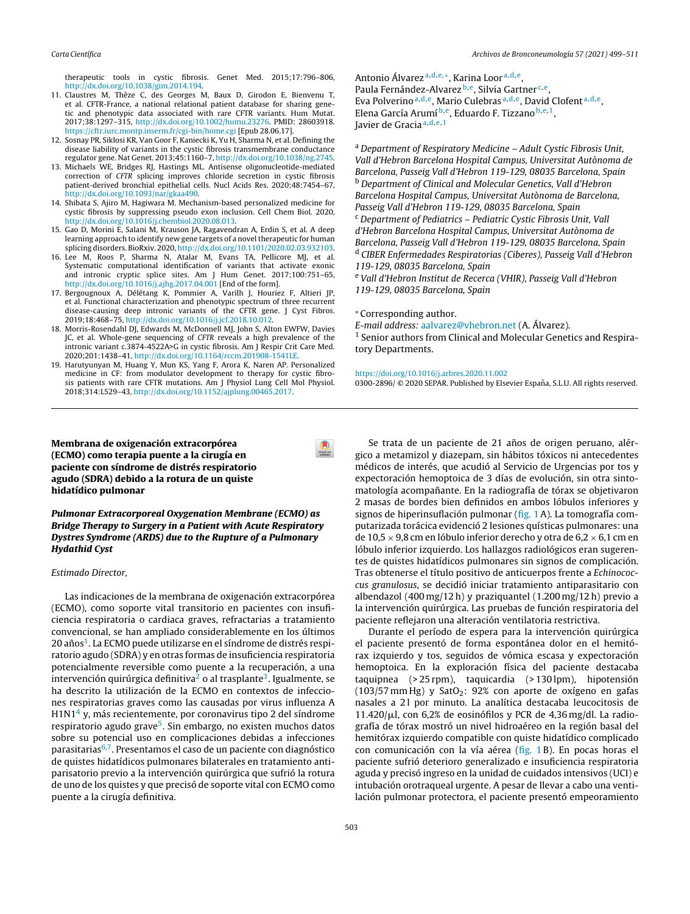therapeutic tools in cystic fibrosis. Genet Med. 2015;17:796–806, http://dx.doi.org/10.1038/gim.2014.194.

11. Claustres M, Thèze C, des Georges M, Baux D, Girodon E, Bienvenu T, et al. CFTR-France, a national relational patient database for sharing genetic and phenotypic data associated with rare CFTR variants. Hum Mutat. 2017;38:1297–315, http://dx.doi.org/10.1002/humu.23276. PMID: 28603918. https://cftr.iurc.montp.inserm.fr/cgi-bin/home.cgi [Epub 28.06.17].
12. Sosnay PR, Siklosi KR, Van Goor F, Kaniecki K, Yu H, Sharma N, et al. Defining the disease liability of variants in the cystic fibrosis transmembrane conductance regulator gene. Nat Genet. 2013;45:1160–7, http://dx.doi.org/10.1038/ng.2745.
13. Michaels WE, Bridges RJ, Hastings ML. Antisense oligonucleotide-mediated correction of *CFTR* splicing improves chloride secretion in cystic fibrosis patient-derived bronchial epithelial cells. Nucl Acids Res. 2020;48:7454–67, http://dx.doi.org/10.1093/nar/gkaa490.
14. Shibata S, Ajiro M, Hagiwara M. Mechanism-based personalized medicine for cystic fibrosis by suppressing pseudo exon inclusion. Cell Chem Biol. 2020, http://dx.doi.org/10.1016/j.chembiol.2020.08.013.
15. Gao D, Morini E, Salani M, Krauson JA, Ragavendran A, Erdin S, et al. A deep learning approach to identify new gene targets of a novel therapeutic for human splicing disorders. BioRxiv. 2020, http://dx.doi.org/10.1101/2020.02.03.932103.
16. Lee M, Roos P, Sharma N, Atalar M, Evans TA, Pellicore MJ, et al. Systematic computational identification of variants that activate exonic and intronic cryptic splice sites. Am J Hum Genet. 2017;100:751–65, http://dx.doi.org/10.1016/j.ajhg.2017.04.001 [End of the form].
17. Bergougnoux A, Délétang K, Pommier A, Varilh J, Houriez F, Altieri JP, et al. Functional characterization and phenotypic spectrum of three recurrent disease-causing deep intronic variants of the CFTR gene. J Cyst Fibros. 2019;18:468–75, http://dx.doi.org/10.1016/j.jcf.2018.10.012.
18. Morris-Rosendahl DJ, Edwards M, McDonnell MJ, John S, Alton EWFW, Davies JC, et al. Whole-gene sequencing of *CFTR* reveals a high prevalence of the intronic variant c.3874-4522A>G in cystic fibrosis. Am J Respir Crit Care Med. 2020;201:1438–41, http://dx.doi.org/10.1164/rccm.201908-1541LE.
19. Harutyunyan M, Huang Y, Mun KS, Yang F, Arora K, Naren AP. Personalized medicine in CF: from modulator development to therapy for cystic fibrosis patients with rare CFTR mutations. Am J Physiol Lung Cell Mol Physiol. 2018;314:L529–43, http://dx.doi.org/10.1152/ajplung.00465.2017.

Antonio Álvarez[a,d,e,*], Karina Loor[a,d,e], Paula Fernández-Alvarez[b,e], Silvia Gartner[c,e], Eva Polverino[a,d,e], Mario Culebras[a,d,e], David Clofent[a,d,e], Elena García Arumí[b,e], Eduardo F. Tizzano[b,e,1], Javier de Gracia[a,d,e,1]

[a] *Department of Respiratory Medicine – Adult Cystic Fibrosis Unit, Vall d'Hebron Barcelona Hospital Campus, Universitat Autònoma de Barcelona, Passeig Vall d'Hebron 119-129, 08035 Barcelona, Spain*
[b] *Department of Clinical and Molecular Genetics, Vall d'Hebron Barcelona Hospital Campus, Universitat Autònoma de Barcelona, Passeig Vall d'Hebron 119-129, 08035 Barcelona, Spain*
[c] *Department of Pediatrics – Pediatric Cystic Fibrosis Unit, Vall d'Hebron Barcelona Hospital Campus, Universitat Autònoma de Barcelona, Passeig Vall d'Hebron 119-129, 08035 Barcelona, Spain*
[d] *CIBER Enfermedades Respiratorias (Ciberes), Passeig Vall d'Hebron 119-129, 08035 Barcelona, Spain*
[e] *Vall d'Hebron Institut de Recerca (VHIR), Passeig Vall d'Hebron 119-129, 08035 Barcelona, Spain*

* Corresponding author.
*E-mail address:* aalvarez@vhebron.net (A. Álvarez).
[1] Senior authors from Clinical and Molecular Genetics and Respiratory Departments.

https://doi.org/10.1016/j.arbres.2020.11.002
0300-2896/ © 2020 SEPAR. Published by Elsevier España, S.L.U. All rights reserved.

---

## Membrana de oxigenación extracorpórea (ECMO) como terapia puente a la cirugía en paciente con síndrome de distrés respiratorio agudo (SDRA) debido a la rotura de un quiste hidatídico pulmonar

### *Pulmonar Extracorporeal Oxygenation Membrane (ECMO) as Bridge Therapy to Surgery in a Patient with Acute Respiratory Dystres Syndrome (ARDS) due to the Rupture of a Pulmonary Hydathid Cyst*

*Estimado Director,*

Las indicaciones de la membrana de oxigenación extracorpórea (ECMO), como soporte vital transitorio en pacientes con insuficiencia respiratoria o cardiaca graves, refractarias a tratamiento convencional, se han ampliado considerablemente en los últimos 20 años[1]. La ECMO puede utilizarse en el síndrome de distrés respiratorio agudo (SDRA) y en otras formas de insuficiencia respiratoria potencialmente reversible como puente a la recuperación, a una intervención quirúrgica definitiva[2] o al trasplante[3]. Igualmente, se ha descrito la utilización de la ECMO en contextos de infecciones respiratorias graves como las causadas por virus influenza A H1N1[4] y, más recientemente, por coronavirus tipo 2 del síndrome respiratorio agudo grave[5]. Sin embargo, no existen muchos datos sobre su potencial uso en complicaciones debidas a infecciones parasitarias[6,7]. Presentamos el caso de un paciente con diagnóstico de quistes hidatídicos pulmonares bilaterales en tratamiento antiparisatorio previo a la intervención quirúrgica que sufrió la rotura de uno de los quistes y que precisó de soporte vital con ECMO como puente a la cirugía definitiva.

Se trata de un paciente de 21 años de origen peruano, alérgico a metamizol y diazepam, sin hábitos tóxicos ni antecedentes médicos de interés, que acudió al Servicio de Urgencias por tos y expectoración hemoptoica de 3 días de evolución, sin otra sintomatología acompañante. En la radiografía de tórax se objetivaron 2 masas de bordes bien definidos en ambos lóbulos inferiores y signos de hiperinsuflación pulmonar (fig. 1 A). La tomografía computarizada torácica evidenció 2 lesiones quísticas pulmonares: una de 10,5 × 9,8 cm en lóbulo inferior derecho y otra de 6,2 × 6,1 cm en lóbulo inferior izquierdo. Los hallazgos radiológicos eran sugerentes de quistes hidatídicos pulmonares sin signos de complicación. Tras obtenerse el título positivo de anticuerpos frente a *Echinococcus granulosus*, se decidió iniciar tratamiento antiparasitario con albendazol (400 mg/12 h) y praziquantel (1.200 mg/12 h) previo a la intervención quirúrgica. Las pruebas de función respiratoria del paciente reflejaron una alteración ventilatoria restrictiva.

Durante el período de espera para la intervención quirúrgica el paciente presentó de forma espontánea dolor en el hemitórax izquierdo y tos, seguidos de vómica escasa y expectoración hemoptoica. En la exploración física del paciente destacaba taquipnea (> 25 rpm), taquicardia (> 130 lpm), hipotensión (103/57 mmHg) y $SatO_2$: 92% con aporte de oxígeno en gafas nasales a 21 por minuto. La analítica destacaba leucocitosis de 11.420/μl, con 6,2% de eosinófilos y PCR de 4,36 mg/dl. La radiografía de tórax mostró un nivel hidroaéreo en la región basal del hemitórax izquierdo compatible con quiste hidatídico complicado con comunicación con la vía aérea (fig. 1 B). En pocas horas el paciente sufrió deterioro generalizado e insuficiencia respiratoria aguda y precisó ingreso en la unidad de cuidados intensivos (UCI) e intubación orotraqueal urgente. A pesar de llevar a cabo una ventilación pulmonar protectora, el paciente presentó empeoramiento